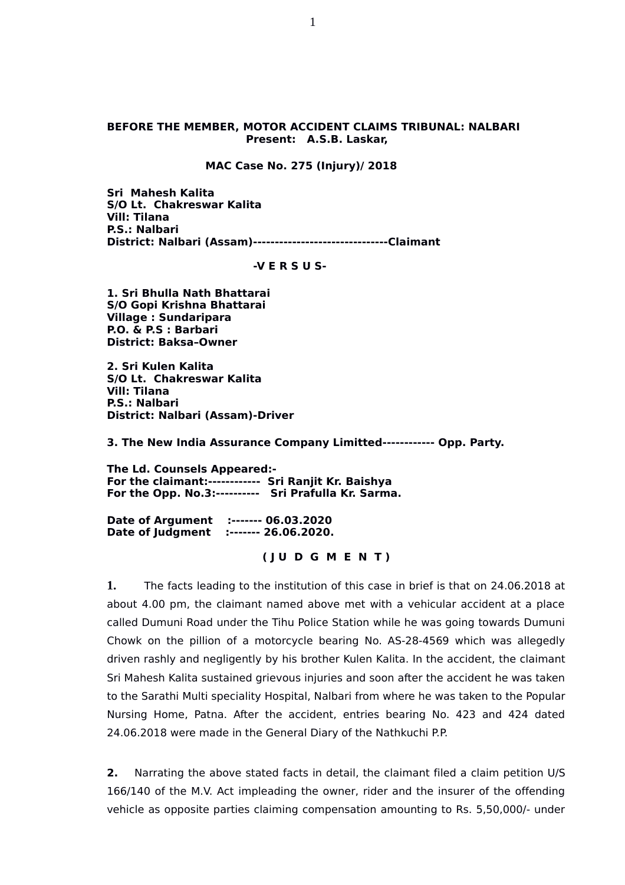**BEFORE THE MEMBER, MOTOR ACCIDENT CLAIMS TRIBUNAL: NALBARI**
**Present: A.S.B. Laskar,**

**MAC Case No. 275 (Injury)/ 2018**

**Sri Mahesh Kalita**
**S/O Lt. Chakreswar Kalita**
**Vill: Tilana**
**P.S.: Nalbari**
**District: Nalbari (Assam)-------------------------------Claimant**

**-V E R S U S-**

**1. Sri Bhulla Nath Bhattarai**
**S/O Gopi Krishna Bhattarai**
**Village : Sundaripara**
**P.O. & P.S : Barbari**
**District: Baksa–Owner**

**2. Sri Kulen Kalita**
**S/O Lt. Chakreswar Kalita**
**Vill: Tilana**
**P.S.: Nalbari**
**District: Nalbari (Assam)-Driver**

**3. The New India Assurance Company Limitted------------ Opp. Party.**

**The Ld. Counsels Appeared:-**
**For the claimant:------------ Sri Ranjit Kr. Baishya**
**For the Opp. No.3:---------- Sri Prafulla Kr. Sarma.**

**Date of Argument :------- 06.03.2020**
**Date of Judgment :------- 26.06.2020.**

**( J U D G M E N T )**

**1.** The facts leading to the institution of this case in brief is that on 24.06.2018 at about 4.00 pm, the claimant named above met with a vehicular accident at a place called Dumuni Road under the Tihu Police Station while he was going towards Dumuni Chowk on the pillion of a motorcycle bearing No. AS-28-4569 which was allegedly driven rashly and negligently by his brother Kulen Kalita. In the accident, the claimant Sri Mahesh Kalita sustained grievous injuries and soon after the accident he was taken to the Sarathi Multi speciality Hospital, Nalbari from where he was taken to the Popular Nursing Home, Patna. After the accident, entries bearing No. 423 and 424 dated 24.06.2018 were made in the General Diary of the Nathkuchi P.P.

**2.** Narrating the above stated facts in detail, the claimant filed a claim petition U/S 166/140 of the M.V. Act impleading the owner, rider and the insurer of the offending vehicle as opposite parties claiming compensation amounting to Rs. 5,50,000/- under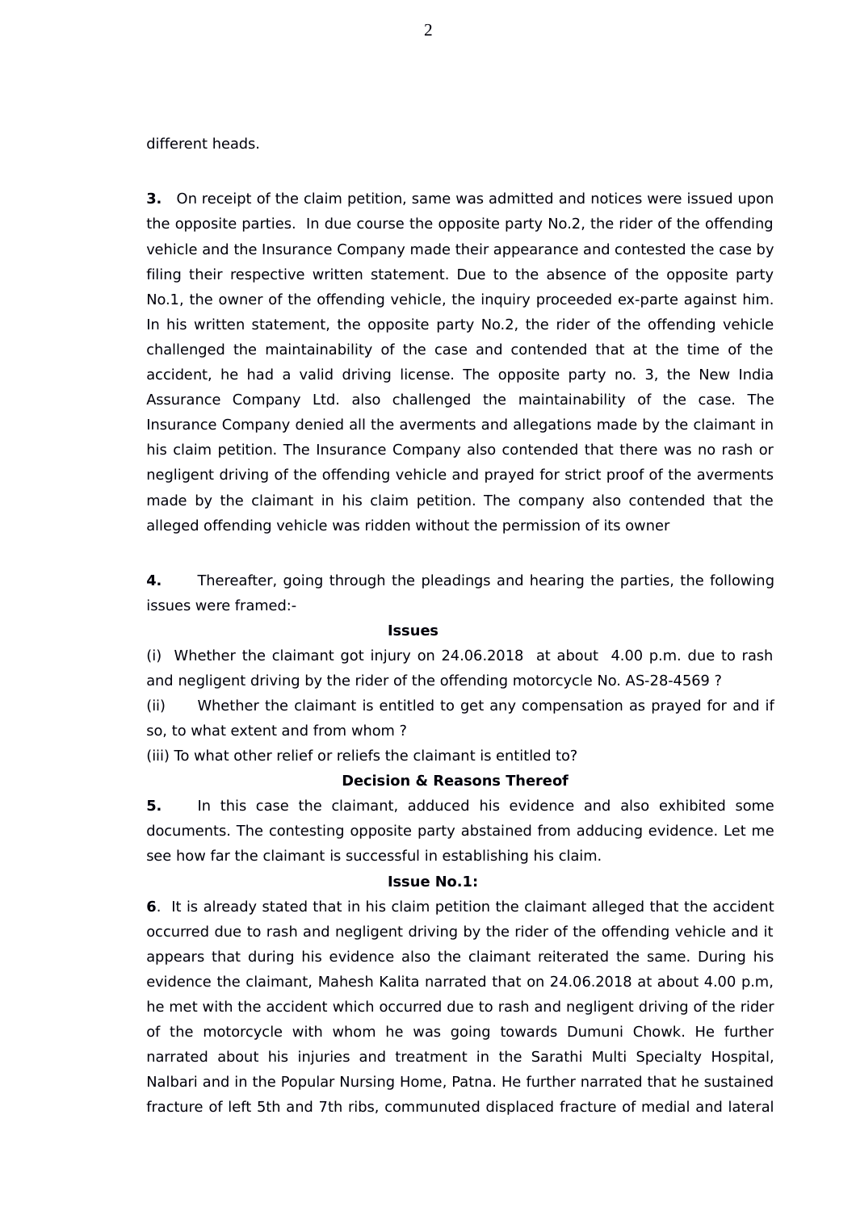different heads.

**3.** On receipt of the claim petition, same was admitted and notices were issued upon the opposite parties. In due course the opposite party No.2, the rider of the offending vehicle and the Insurance Company made their appearance and contested the case by filing their respective written statement. Due to the absence of the opposite party No.1, the owner of the offending vehicle, the inquiry proceeded ex-parte against him. In his written statement, the opposite party No.2, the rider of the offending vehicle challenged the maintainability of the case and contended that at the time of the accident, he had a valid driving license. The opposite party no. 3, the New India Assurance Company Ltd. also challenged the maintainability of the case. The Insurance Company denied all the averments and allegations made by the claimant in his claim petition. The Insurance Company also contended that there was no rash or negligent driving of the offending vehicle and prayed for strict proof of the averments made by the claimant in his claim petition. The company also contended that the alleged offending vehicle was ridden without the permission of its owner

**4.** Thereafter, going through the pleadings and hearing the parties, the following issues were framed:-

**Issues**

(i) Whether the claimant got injury on 24.06.2018 at about 4.00 p.m. due to rash and negligent driving by the rider of the offending motorcycle No. AS-28-4569 ?

(ii) Whether the claimant is entitled to get any compensation as prayed for and if so, to what extent and from whom ?

(iii) To what other relief or reliefs the claimant is entitled to?

**Decision & Reasons Thereof**

**5.** In this case the claimant, adduced his evidence and also exhibited some documents. The contesting opposite party abstained from adducing evidence. Let me see how far the claimant is successful in establishing his claim.

**Issue No.1:**

**6**. It is already stated that in his claim petition the claimant alleged that the accident occurred due to rash and negligent driving by the rider of the offending vehicle and it appears that during his evidence also the claimant reiterated the same. During his evidence the claimant, Mahesh Kalita narrated that on 24.06.2018 at about 4.00 p.m, he met with the accident which occurred due to rash and negligent driving of the rider of the motorcycle with whom he was going towards Dumuni Chowk. He further narrated about his injuries and treatment in the Sarathi Multi Specialty Hospital, Nalbari and in the Popular Nursing Home, Patna. He further narrated that he sustained fracture of left 5th and 7th ribs, communuted displaced fracture of medial and lateral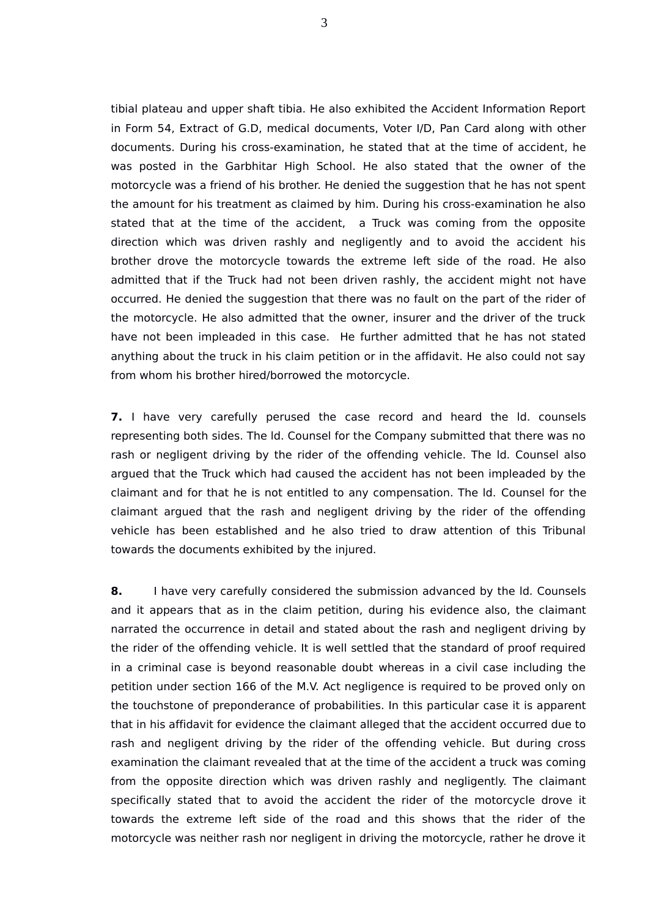tibial plateau and upper shaft tibia. He also exhibited the Accident Information Report in Form 54, Extract of G.D, medical documents, Voter I/D, Pan Card along with other documents. During his cross-examination, he stated that at the time of accident, he was posted in the Garbhitar High School. He also stated that the owner of the motorcycle was a friend of his brother. He denied the suggestion that he has not spent the amount for his treatment as claimed by him. During his cross-examination he also stated that at the time of the accident, a Truck was coming from the opposite direction which was driven rashly and negligently and to avoid the accident his brother drove the motorcycle towards the extreme left side of the road. He also admitted that if the Truck had not been driven rashly, the accident might not have occurred. He denied the suggestion that there was no fault on the part of the rider of the motorcycle. He also admitted that the owner, insurer and the driver of the truck have not been impleaded in this case. He further admitted that he has not stated anything about the truck in his claim petition or in the affidavit. He also could not say from whom his brother hired/borrowed the motorcycle.

**7.** I have very carefully perused the case record and heard the ld. counsels representing both sides. The ld. Counsel for the Company submitted that there was no rash or negligent driving by the rider of the offending vehicle. The ld. Counsel also argued that the Truck which had caused the accident has not been impleaded by the claimant and for that he is not entitled to any compensation. The ld. Counsel for the claimant argued that the rash and negligent driving by the rider of the offending vehicle has been established and he also tried to draw attention of this Tribunal towards the documents exhibited by the injured.

**8.** I have very carefully considered the submission advanced by the ld. Counsels and it appears that as in the claim petition, during his evidence also, the claimant narrated the occurrence in detail and stated about the rash and negligent driving by the rider of the offending vehicle. It is well settled that the standard of proof required in a criminal case is beyond reasonable doubt whereas in a civil case including the petition under section 166 of the M.V. Act negligence is required to be proved only on the touchstone of preponderance of probabilities. In this particular case it is apparent that in his affidavit for evidence the claimant alleged that the accident occurred due to rash and negligent driving by the rider of the offending vehicle. But during cross examination the claimant revealed that at the time of the accident a truck was coming from the opposite direction which was driven rashly and negligently. The claimant specifically stated that to avoid the accident the rider of the motorcycle drove it towards the extreme left side of the road and this shows that the rider of the motorcycle was neither rash nor negligent in driving the motorcycle, rather he drove it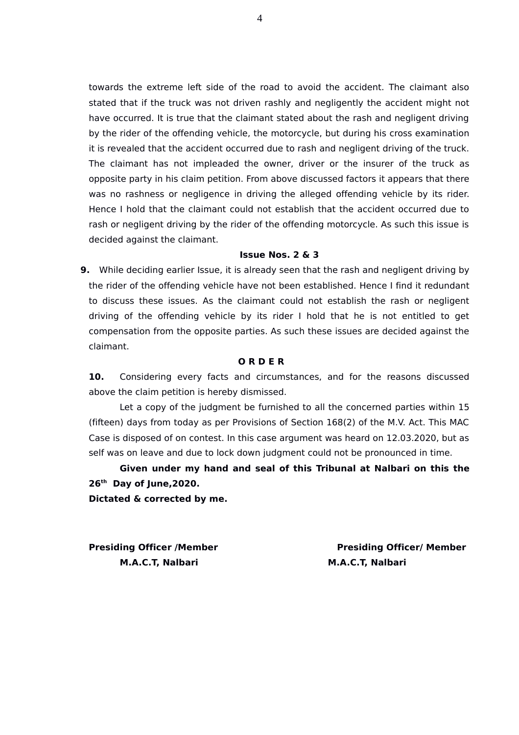towards the extreme left side of the road to avoid the accident. The claimant also stated that if the truck was not driven rashly and negligently the accident might not have occurred. It is true that the claimant stated about the rash and negligent driving by the rider of the offending vehicle, the motorcycle, but during his cross examination it is revealed that the accident occurred due to rash and negligent driving of the truck. The claimant has not impleaded the owner, driver or the insurer of the truck as opposite party in his claim petition. From above discussed factors it appears that there was no rashness or negligence in driving the alleged offending vehicle by its rider. Hence I hold that the claimant could not establish that the accident occurred due to rash or negligent driving by the rider of the offending motorcycle. As such this issue is decided against the claimant.

**Issue Nos. 2 & 3**

**9.** While deciding earlier Issue, it is already seen that the rash and negligent driving by the rider of the offending vehicle have not been established. Hence I find it redundant to discuss these issues. As the claimant could not establish the rash or negligent driving of the offending vehicle by its rider I hold that he is not entitled to get compensation from the opposite parties. As such these issues are decided against the claimant.

**O R D E R**

**10.** Considering every facts and circumstances, and for the reasons discussed above the claim petition is hereby dismissed.

Let a copy of the judgment be furnished to all the concerned parties within 15 (fifteen) days from today as per Provisions of Section 168(2) of the M.V. Act. This MAC Case is disposed of on contest. In this case argument was heard on 12.03.2020, but as self was on leave and due to lock down judgment could not be pronounced in time.

**Given under my hand and seal of this Tribunal at Nalbari on this the 26th Day of June,2020.**

**Dictated & corrected by me.**

**Presiding Officer /Member**
**M.A.C.T, Nalbari**

**Presiding Officer/ Member**
**M.A.C.T, Nalbari**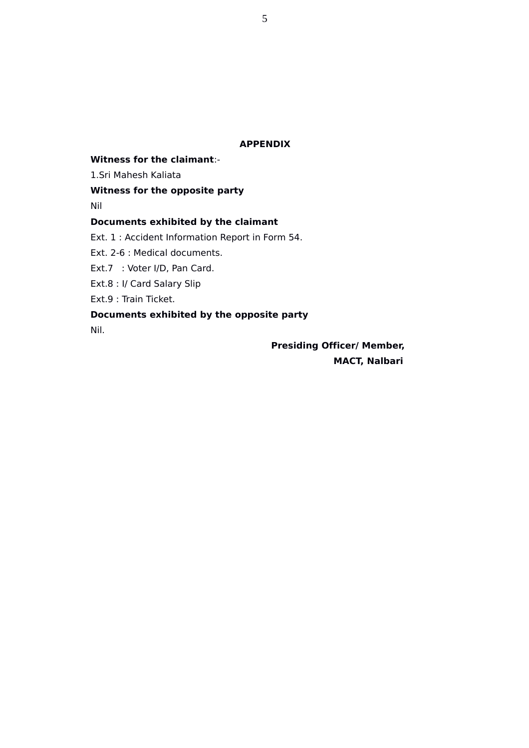## APPENDIX

**Witness for the claimant**:-

1.Sri Mahesh Kaliata

**Witness for the opposite party**

Nil

**Documents exhibited by the claimant**

Ext. 1 : Accident Information Report in Form 54.

Ext. 2-6 : Medical documents.

Ext.7 : Voter I/D, Pan Card.

Ext.8 : I/ Card Salary Slip

Ext.9 : Train Ticket.

**Documents exhibited by the opposite party**

Nil.

**Presiding Officer/ Member,**
**MACT, Nalbari**